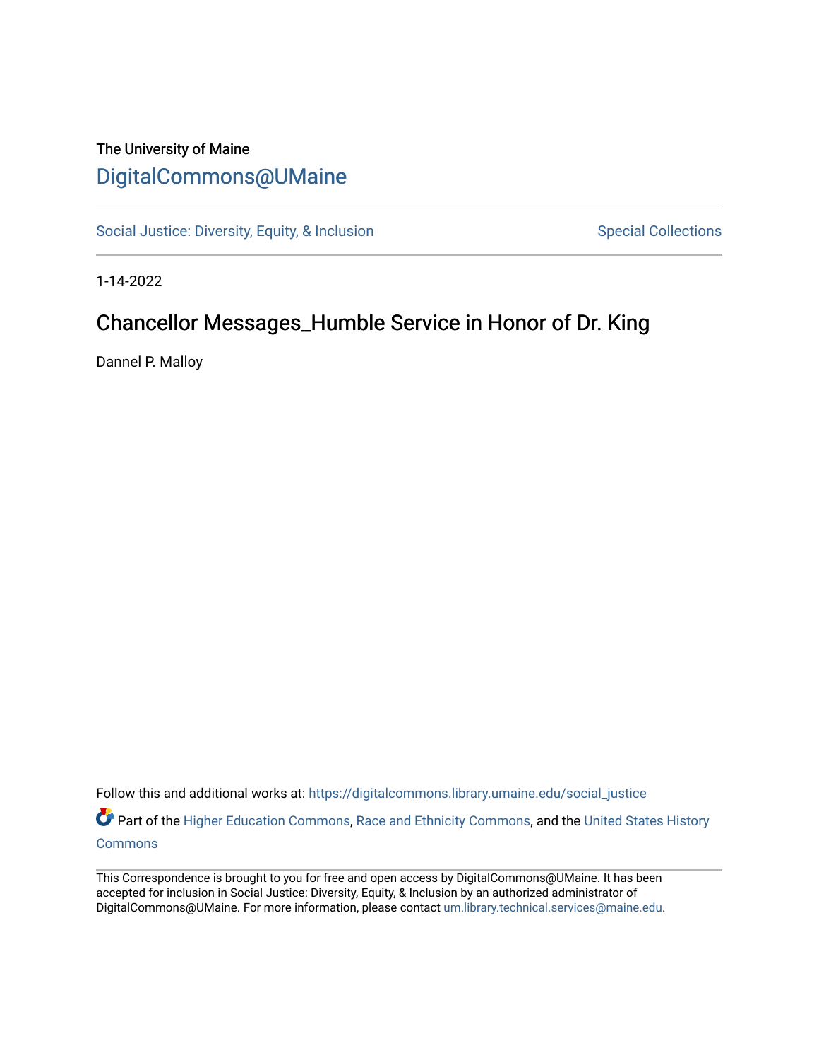The University of Maine

# DigitalCommons@UMaine

Social Justice: Diversity, Equity, & Inclusion | Special Collections

1-14-2022

## Chancellor Messages_Humble Service in Honor of Dr. King

Dannel P. Malloy

Follow this and additional works at: https://digitalcommons.library.umaine.edu/social_justice

Part of the Higher Education Commons, Race and Ethnicity Commons, and the United States History Commons

This Correspondence is brought to you for free and open access by DigitalCommons@UMaine. It has been accepted for inclusion in Social Justice: Diversity, Equity, & Inclusion by an authorized administrator of DigitalCommons@UMaine. For more information, please contact um.library.technical.services@maine.edu.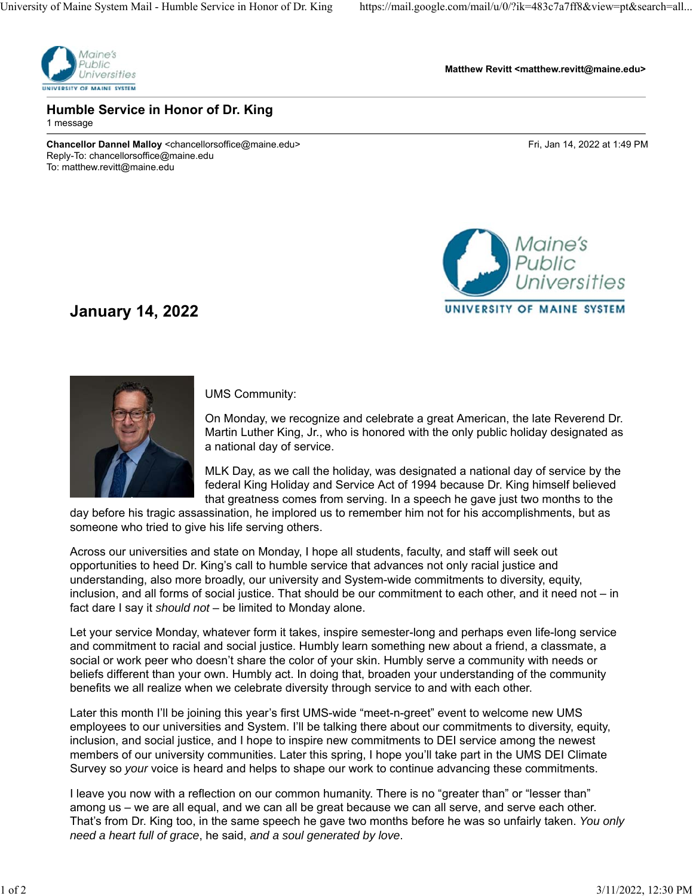Matthew Revitt <matthew.revitt@maine.edu>

# Humble Service in Honor of Dr. King

1 message

**Chancellor Dannel Malloy** <chancellorsoffice@maine.edu> Fri, Jan 14, 2022 at 1:49 PM
Reply-To: chancellorsoffice@maine.edu
To: matthew.revitt@maine.edu

## January 14, 2022

UMS Community:

On Monday, we recognize and celebrate a great American, the late Reverend Dr. Martin Luther King, Jr., who is honored with the only public holiday designated as a national day of service.

MLK Day, as we call the holiday, was designated a national day of service by the federal King Holiday and Service Act of 1994 because Dr. King himself believed that greatness comes from serving. In a speech he gave just two months to the day before his tragic assassination, he implored us to remember him not for his accomplishments, but as someone who tried to give his life serving others.

Across our universities and state on Monday, I hope all students, faculty, and staff will seek out opportunities to heed Dr. King's call to humble service that advances not only racial justice and understanding, also more broadly, our university and System-wide commitments to diversity, equity, inclusion, and all forms of social justice. That should be our commitment to each other, and it need not – in fact dare I say it *should not* – be limited to Monday alone.

Let your service Monday, whatever form it takes, inspire semester-long and perhaps even life-long service and commitment to racial and social justice. Humbly learn something new about a friend, a classmate, a social or work peer who doesn't share the color of your skin. Humbly serve a community with needs or beliefs different than your own. Humbly act. In doing that, broaden your understanding of the community benefits we all realize when we celebrate diversity through service to and with each other.

Later this month I'll be joining this year's first UMS-wide "meet-n-greet" event to welcome new UMS employees to our universities and System. I'll be talking there about our commitments to diversity, equity, inclusion, and social justice, and I hope to inspire new commitments to DEI service among the newest members of our university communities. Later this spring, I hope you'll take part in the UMS DEI Climate Survey so *your* voice is heard and helps to shape our work to continue advancing these commitments.

I leave you now with a reflection on our common humanity. There is no "greater than" or "lesser than" among us – we are all equal, and we can all be great because we can all serve, and serve each other. That's from Dr. King too, in the same speech he gave two months before he was so unfairly taken. *You only need a heart full of grace*, he said, *and a soul generated by love*.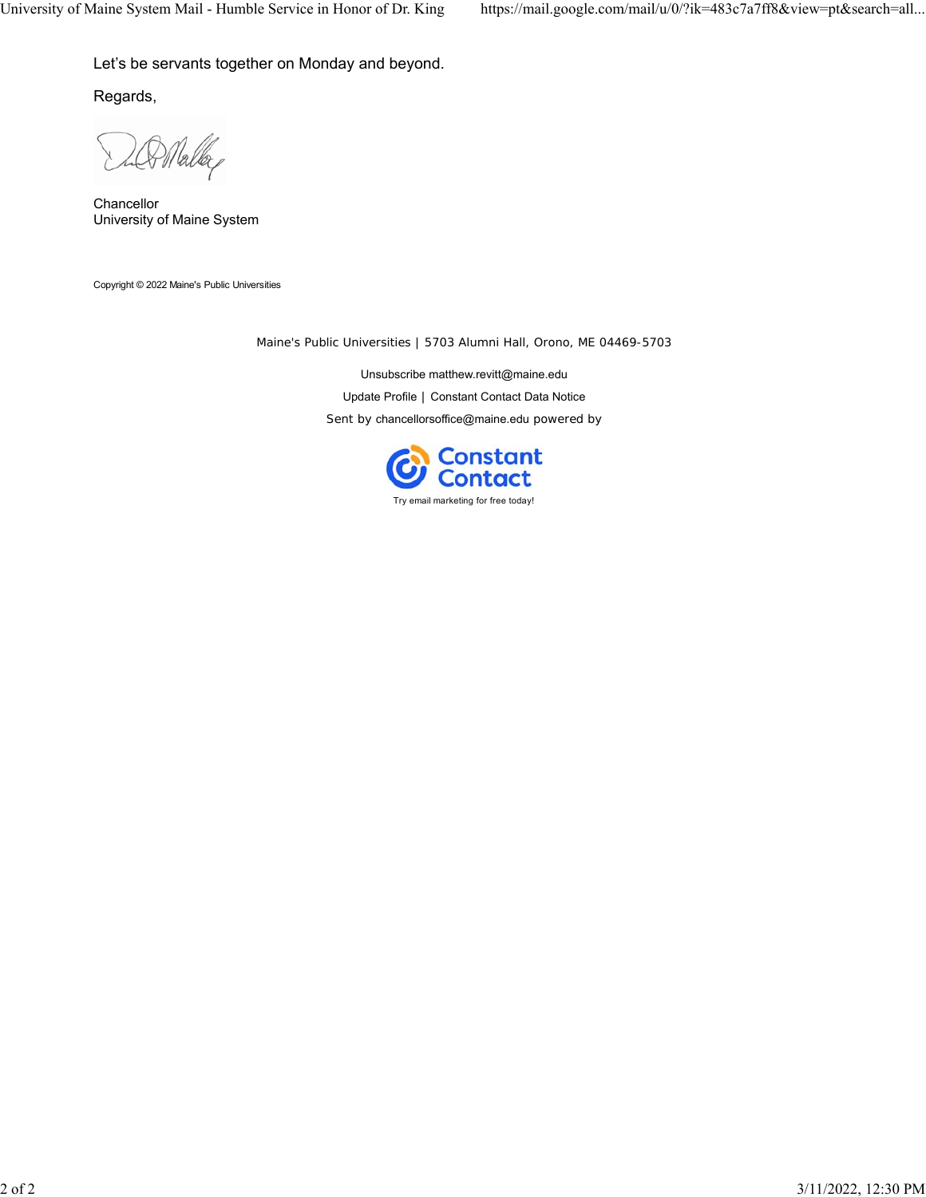Let’s be servants together on Monday and beyond.

Regards,

Chancellor
University of Maine System

Copyright © 2022 Maine's Public Universities

Maine's Public Universities | 5703 Alumni Hall, Orono, ME 04469-5703

Unsubscribe matthew.revitt@maine.edu

Update Profile | Constant Contact Data Notice

Sent by chancellorsoffice@maine.edu powered by

Constant Contact

Try email marketing for free today!